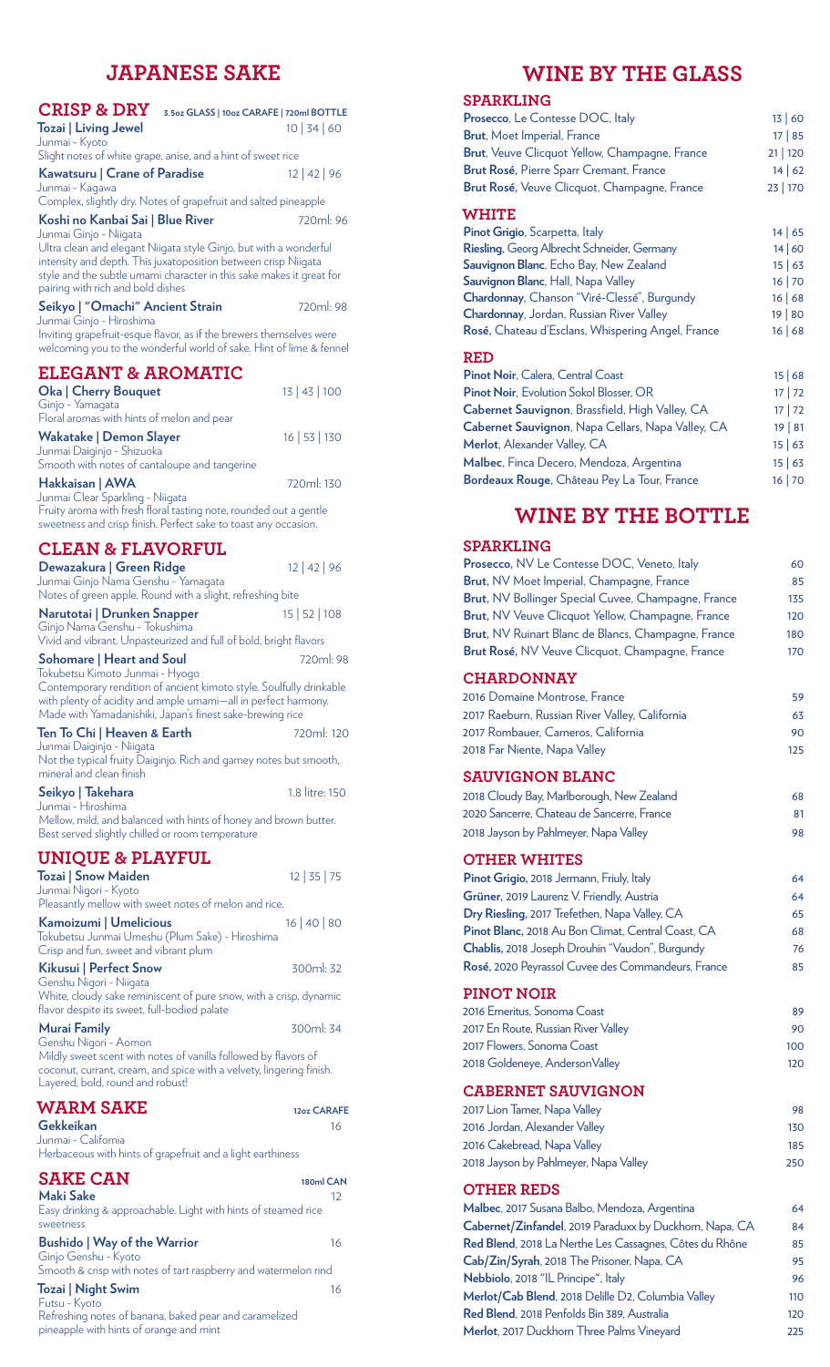# JAPANESE SAKE

## CRISP & DRY

3.5oz GLASS | 10oz CARAFE | 720ml BOTTLE

**Tozai | Living Jewel** 10 | 34 | 60
Junmai - Kyoto
Slight notes of white grape, anise, and a hint of sweet rice

**Kawatsuru | Crane of Paradise** 12 | 42 | 96
Junmai - Kagawa
Complex, slightly dry. Notes of grapefruit and salted pineapple

**Koshi no Kanbai Sai | Blue River** 720ml: 96
Junmai Ginjo - Niigata
Ultra clean and elegant Niigata style Ginjo, but with a wonderful intensity and depth. This juxatoposition between crisp Niigata style and the subtle umami character in this sake makes it great for pairing with rich and bold dishes

**Seikyo | "Omachi" Ancient Strain** 720ml: 98
Junmai Ginjo - Hiroshima
Inviting grapefruit-esque flavor, as if the brewers themselves were welcoming you to the wonderful world of sake. Hint of lime & fennel

## ELEGANT & AROMATIC

**Oka | Cherry Bouquet** 13 | 43 | 100
Ginjo - Yamagata
Floral aromas with hints of melon and pear

**Wakatake | Demon Slayer** 16 | 53 | 130
Junmai Daiginjo - Shizuoka
Smooth with notes of cantaloupe and tangerine

**Hakkaisan | AWA** 720ml: 130
Junmai Clear Sparkling - Niigata
Fruity aroma with fresh floral tasting note, rounded out a gentle sweetness and crisp finish. Perfect sake to toast any occasion.

## CLEAN & FLAVORFUL

**Dewazakura | Green Ridge** 12 | 42 | 96
Junmai Ginjo Nama Genshu - Yamagata
Notes of green apple. Round with a slight, refreshing bite

**Narutotai | Drunken Snapper** 15 | 52 | 108
Ginjo Nama Genshu - Tokushima
Vivid and vibrant. Unpasteurized and full of bold, bright flavors

**Sohomare | Heart and Soul** 720ml: 98
Tokubetsu Kimoto Junmai - Hyogo
Contemporary rendition of ancient kimoto style. Soulfully drinkable with plenty of acidity and ample umami—all in perfect harmony. Made with Yamadanishiki, Japan's finest sake-brewing rice

**Ten To Chi | Heaven & Earth** 720ml: 120
Junmai Daiginjo - Niigata
Not the typical fruity Daiginjo. Rich and gamey notes but smooth, mineral and clean finish

**Seikyo | Takehara** 1.8 litre: 150
Junmai - Hiroshima
Mellow, mild, and balanced with hints of honey and brown butter. Best served slightly chilled or room temperature

## UNIQUE & PLAYFUL

**Tozai | Snow Maiden** 12 | 35 | 75
Junmai Nigori - Kyoto
Pleasantly mellow with sweet notes of melon and rice.

**Kamoizumi | Umelicious** 16 | 40 | 80
Tokubetsu Junmai Umeshu (Plum Sake) - Hiroshima
Crisp and fun, sweet and vibrant plum

**Kikusui | Perfect Snow** 300ml: 32
Genshu Nigori - Niigata
White, cloudy sake reminiscent of pure snow, with a crisp, dynamic flavor despite its sweet, full-bodied palate

**Murai Family** 300ml: 34
Genshu Nigori - Aomon
Mildly sweet scent with notes of vanilla followed by flavors of coconut, currant, cream, and spice with a velvety, lingering finish. Layered, bold, round and robust!

## WARM SAKE

12oz CARAFE

**Gekkeikan** 16
Junmai - California
Herbaceous with hints of grapefruit and a light earthiness

## SAKE CAN

180ml CAN

**Maki Sake** 12
Easy drinking & approachable. Light with hints of steamed rice sweetness

**Bushido | Way of the Warrior** 16
Ginjo Genshu - Kyoto
Smooth & crisp with notes of tart raspberry and watermelon rind

**Tozai | Night Swim** 16
Futsu - Kyoto
Refreshing notes of banana, baked pear and caramelized pineapple with hints of orange and mint

# WINE BY THE GLASS

## SPARKLING

| | |
|---|---|
| **Prosecco**, Le Contesse DOC, Italy | 13 \| 60 |
| **Brut**, Moet Imperial, France | 17 \| 85 |
| **Brut**, Veuve Clicquot Yellow, Champagne, France | 21 \| 120 |
| **Brut Rosé**, Pierre Sparr Cremant, France | 14 \| 62 |
| **Brut Rosé**, Veuve Clicquot, Champagne, France | 23 \| 170 |

## WHITE

| | |
|---|---|
| **Pinot Grigio**, Scarpetta, Italy | 14 \| 65 |
| **Riesling**, Georg Albrecht Schneider, Germany | 14 \| 60 |
| **Sauvignon Blanc**, Echo Bay, New Zealand | 15 \| 63 |
| **Sauvignon Blanc**, Hall, Napa Valley | 16 \| 70 |
| **Chardonnay**, Chanson "Viré-Clessé", Burgundy | 16 \| 68 |
| **Chardonnay**, Jordan, Russian River Valley | 19 \| 80 |
| **Rosé**, Chateau d'Esclans, Whispering Angel, France | 16 \| 68 |

## RED

| | |
|---|---|
| **Pinot Noir**, Calera, Central Coast | 15 \| 68 |
| **Pinot Noir**, Evolution Sokol Blosser, OR | 17 \| 72 |
| **Cabernet Sauvignon**, Brassfield, High Valley, CA | 17 \| 72 |
| **Cabernet Sauvignon**, Napa Cellars, Napa Valley, CA | 19 \| 81 |
| **Merlot**, Alexander Valley, CA | 15 \| 63 |
| **Malbec**, Finca Decero, Mendoza, Argentina | 15 \| 63 |
| **Bordeaux Rouge**, Château Pey La Tour, France | 16 \| 70 |

# WINE BY THE BOTTLE

## SPARKLING

| | |
|---|---|
| **Prosecco**, NV Le Contesse DOC, Veneto, Italy | 60 |
| **Brut**, NV Moet Imperial, Champagne, France | 85 |
| **Brut**, NV Bollinger Special Cuvee, Champagne, France | 135 |
| **Brut**, NV Veuve Clicquot Yellow, Champagne, France | 120 |
| **Brut**, NV Ruinart Blanc de Blancs, Champagne, France | 180 |
| **Brut Rosé**, NV Veuve Clicquot, Champagne, France | 170 |

## CHARDONNAY

| | |
|---|---|
| 2016 Domaine Montrose, France | 59 |
| 2017 Raeburn, Russian River Valley, California | 63 |
| 2017 Rombauer, Carneros, California | 90 |
| 2018 Far Niente, Napa Valley | 125 |

## SAUVIGNON BLANC

| | |
|---|---|
| 2018 Cloudy Bay, Marlborough, New Zealand | 68 |
| 2020 Sancerre, Chateau de Sancerre, France | 81 |
| 2018 Jayson by Pahlmeyer, Napa Valley | 98 |

## OTHER WHITES

| | |
|---|---|
| **Pinot Grigio**, 2018 Jermann, Friuly, Italy | 64 |
| **Grüner**, 2019 Laurenz V. Friendly, Austria | 64 |
| **Dry Riesling**, 2017 Trefethen, Napa Valley, CA | 65 |
| **Pinot Blanc**, 2018 Au Bon Climat, Central Coast, CA | 68 |
| **Chablis**, 2018 Joseph Drouhin "Vaudon", Burgundy | 76 |
| **Rosé**, 2020 Peyrassol Cuvee des Commandeurs, France | 85 |

## PINOT NOIR

| | |
|---|---|
| 2016 Emeritus, Sonoma Coast | 89 |
| 2017 En Route, Russian River Valley | 90 |
| 2017 Flowers, Sonoma Coast | 100 |
| 2018 Goldeneye, AndersonValley | 120 |

## CABERNET SAUVIGNON

| | |
|---|---|
| 2017 Lion Tamer, Napa Valley | 98 |
| 2016 Jordan, Alexander Valley | 130 |
| 2016 Cakebread, Napa Valley | 185 |
| 2018 Jayson by Pahlmeyer, Napa Valley | 250 |

## OTHER REDS

| | |
|---|---|
| **Malbec**, 2017 Susana Balbo, Mendoza, Argentina | 64 |
| **Cabernet/Zinfandel**, 2019 Paraduxx by Duckhorn, Napa, CA | 84 |
| **Red Blend**, 2018 La Nerthe Les Cassagnes, Côtes du Rhône | 85 |
| **Cab/Zin/Syrah**, 2018 The Prisoner, Napa, CA | 95 |
| **Nebbiolo**, 2018 "IL Principe", Italy | 96 |
| **Merlot/Cab Blend**, 2018 Delille D2, Columbia Valley | 110 |
| **Red Blend**, 2018 Penfolds Bin 389, Australia | 120 |
| **Merlot**, 2017 Duckhorn Three Palms Vineyard | 225 |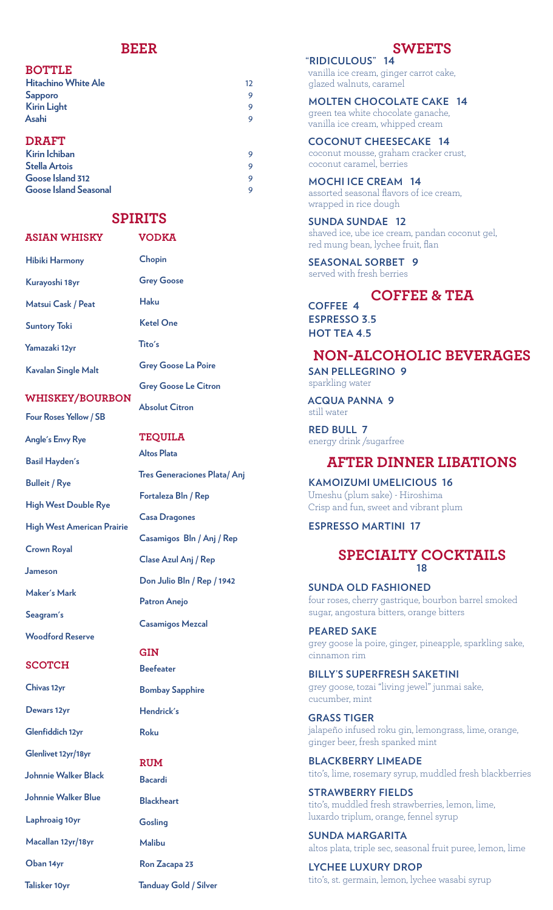# BEER

## BOTTLE

| | |
|---|---|
| Hitachino White Ale | 12 |
| Sapporo | 9 |
| Kirin Light | 9 |
| Asahi | 9 |

## DRAFT

| | |
|---|---|
| Kirin Ichiban | 9 |
| Stella Artois | 9 |
| Goose Island 312 | 9 |
| Goose Island Seasonal | 9 |

# SPIRITS

## ASIAN WHISKY

Hibiki Harmony
Kurayoshi 18yr
Matsui Cask / Peat
Suntory Toki
Yamazaki 12yr
Kavalan Single Malt

## WHISKEY/BOURBON

Four Roses Yellow / SB
Angle's Envy Rye
Basil Hayden's
Bulleit / Rye
High West Double Rye
High West American Prairie
Crown Royal
Jameson
Maker's Mark
Seagram's
Woodford Reserve

## SCOTCH

Chivas 12yr
Dewars 12yr
Glenfiddich 12yr
Glenlivet 12yr/18yr
Johnnie Walker Black
Johnnie Walker Blue
Laphroaig 10yr
Macallan 12yr/18yr
Oban 14yr
Talisker 10yr

## VODKA

Chopin
Grey Goose
Haku
Ketel One
Tito's
Grey Goose La Poire
Grey Goose Le Citron
Absolut Citron

## TEQUILA

Altos Plata
Tres Generaciones Plata/ Anj
Fortaleza Bln / Rep
Casa Dragones
Casamigos Bln / Anj / Rep
Clase Azul Anj / Rep
Don Julio Bln / Rep / 1942
Patron Anejo
Casamigos Mezcal

## GIN

Beefeater
Bombay Sapphire
Hendrick's
Roku

## RUM

Bacardi
Blackheart
Gosling
Malibu
Ron Zacapa 23
Tanduay Gold / Silver

# SWEETS

**"RIDICULOUS" 14**
vanilla ice cream, ginger carrot cake, glazed walnuts, caramel

**MOLTEN CHOCOLATE CAKE 14**
green tea white chocolate ganache, vanilla ice cream, whipped cream

**COCONUT CHEESECAKE 14**
coconut mousse, graham cracker crust, coconut caramel, berries

**MOCHI ICE CREAM 14**
assorted seasonal flavors of ice cream, wrapped in rice dough

**SUNDA SUNDAE 12**
shaved ice, ube ice cream, pandan coconut gel, red mung bean, lychee fruit, flan

**SEASONAL SORBET 9**
served with fresh berries

# COFFEE & TEA

**COFFEE 4**
**ESPRESSO 3.5**
**HOT TEA 4.5**

# NON-ALCOHOLIC BEVERAGES

**SAN PELLEGRINO 9**
sparkling water

**ACQUA PANNA 9**
still water

**RED BULL 7**
energy drink /sugarfree

# AFTER DINNER LIBATIONS

**KAMOIZUMI UMELICIOUS 16**
Umeshu (plum sake) - Hiroshima
Crisp and fun, sweet and vibrant plum

**ESPRESSO MARTINI 17**

# SPECIALTY COCKTAILS
18

**SUNDA OLD FASHIONED**
four roses, cherry gastrique, bourbon barrel smoked sugar, angostura bitters, orange bitters

**PEARED SAKE**
grey goose la poire, ginger, pineapple, sparkling sake, cinnamon rim

**BILLY'S SUPERFRESH SAKETINI**
grey goose, tozai "living jewel" junmai sake, cucumber, mint

**GRASS TIGER**
jalapeño infused roku gin, lemongrass, lime, orange, ginger beer, fresh spanked mint

**BLACKBERRY LIMEADE**
tito's, lime, rosemary syrup, muddled fresh blackberries

**STRAWBERRY FIELDS**
tito's, muddled fresh strawberries, lemon, lime, luxardo triplum, orange, fennel syrup

**SUNDA MARGARITA**
altos plata, triple sec, seasonal fruit puree, lemon, lime

**LYCHEE LUXURY DROP**
tito's, st. germain, lemon, lychee wasabi syrup